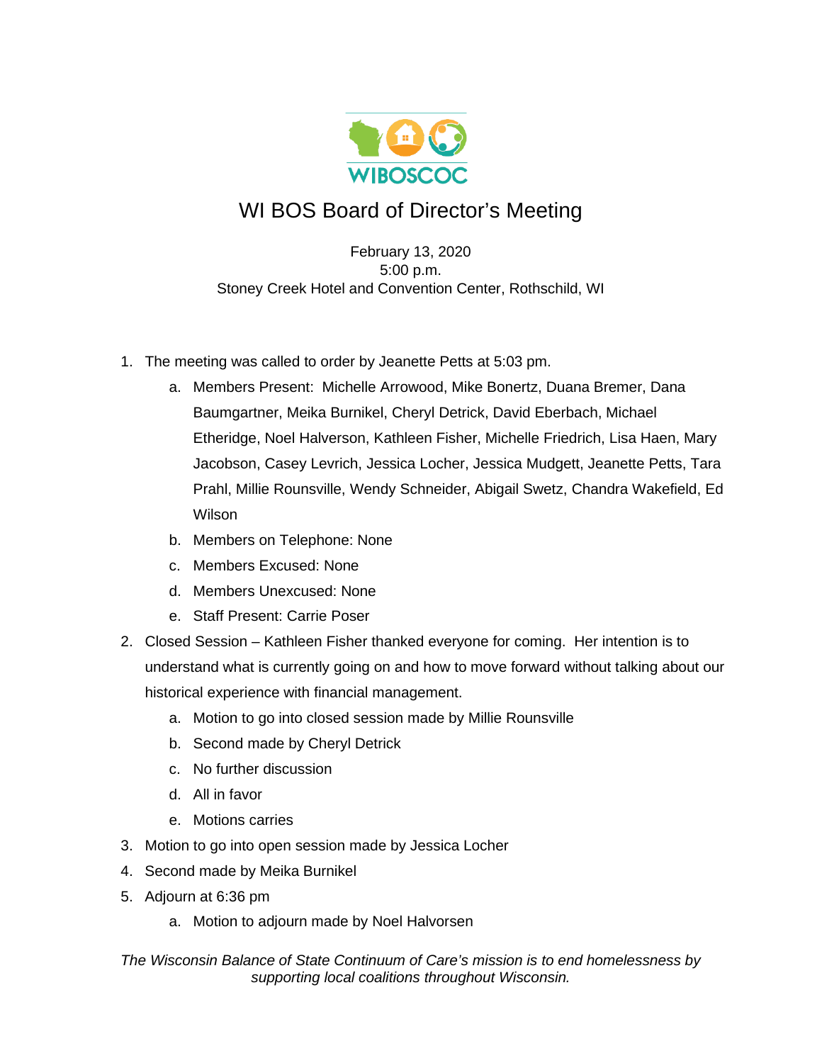WIBOSCOC

# WI BOS Board of Director's Meeting

February 13, 2020
5:00 p.m.
Stoney Creek Hotel and Convention Center, Rothschild, WI

1. The meeting was called to order by Jeanette Petts at 5:03 pm.
   a. Members Present: Michelle Arrowood, Mike Bonertz, Duana Bremer, Dana Baumgartner, Meika Burnikel, Cheryl Detrick, David Eberbach, Michael Etheridge, Noel Halverson, Kathleen Fisher, Michelle Friedrich, Lisa Haen, Mary Jacobson, Casey Levrich, Jessica Locher, Jessica Mudgett, Jeanette Petts, Tara Prahl, Millie Rounsville, Wendy Schneider, Abigail Swetz, Chandra Wakefield, Ed Wilson
   b. Members on Telephone: None
   c. Members Excused: None
   d. Members Unexcused: None
   e. Staff Present: Carrie Poser
2. Closed Session – Kathleen Fisher thanked everyone for coming. Her intention is to understand what is currently going on and how to move forward without talking about our historical experience with financial management.
   a. Motion to go into closed session made by Millie Rounsville
   b. Second made by Cheryl Detrick
   c. No further discussion
   d. All in favor
   e. Motions carries
3. Motion to go into open session made by Jessica Locher
4. Second made by Meika Burnikel
5. Adjourn at 6:36 pm
   a. Motion to adjourn made by Noel Halvorsen

*The Wisconsin Balance of State Continuum of Care's mission is to end homelessness by supporting local coalitions throughout Wisconsin.*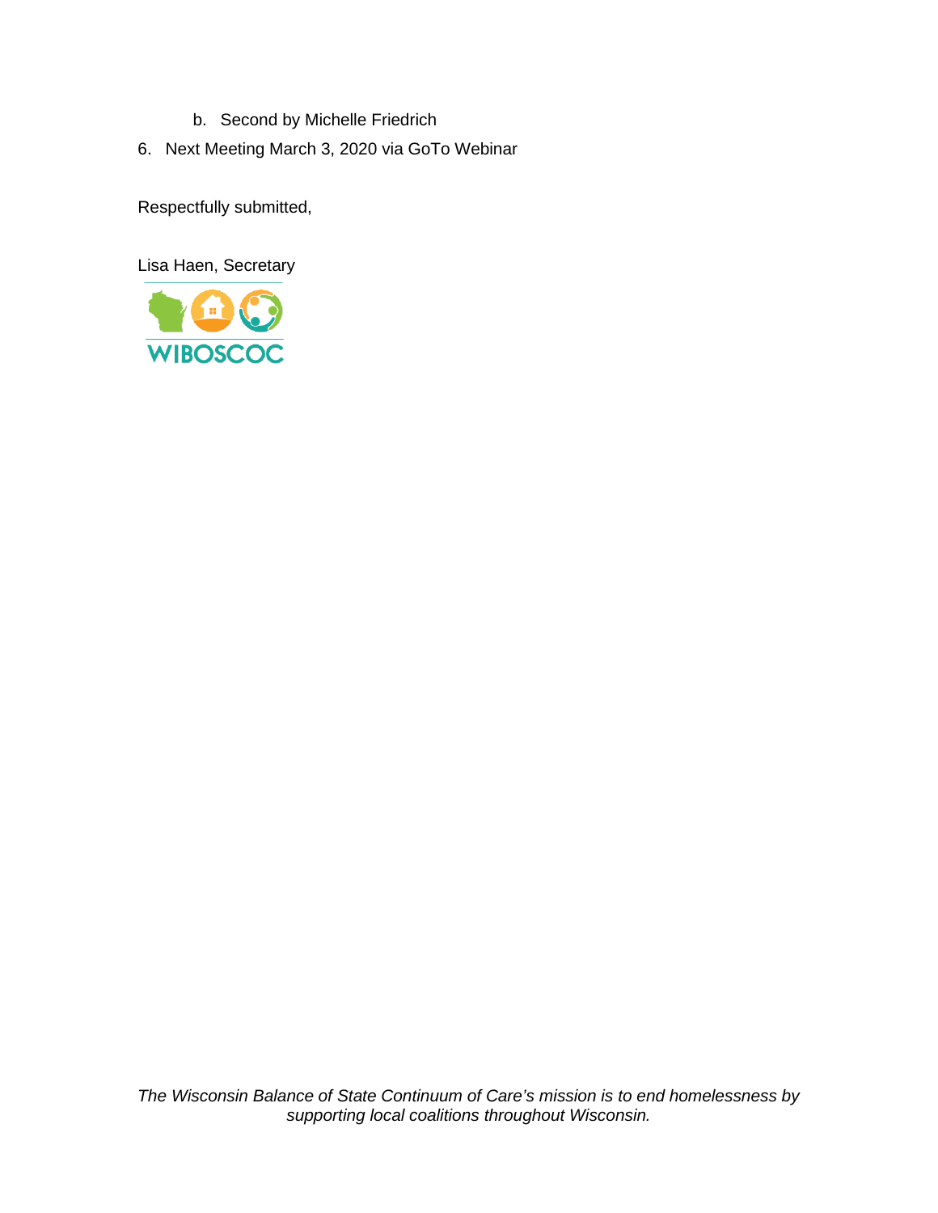b. Second by Michelle Friedrich

6. Next Meeting March 3, 2020 via GoTo Webinar

Respectfully submitted,

Lisa Haen, Secretary

WIBOSCOC

*The Wisconsin Balance of State Continuum of Care's mission is to end homelessness by supporting local coalitions throughout Wisconsin.*